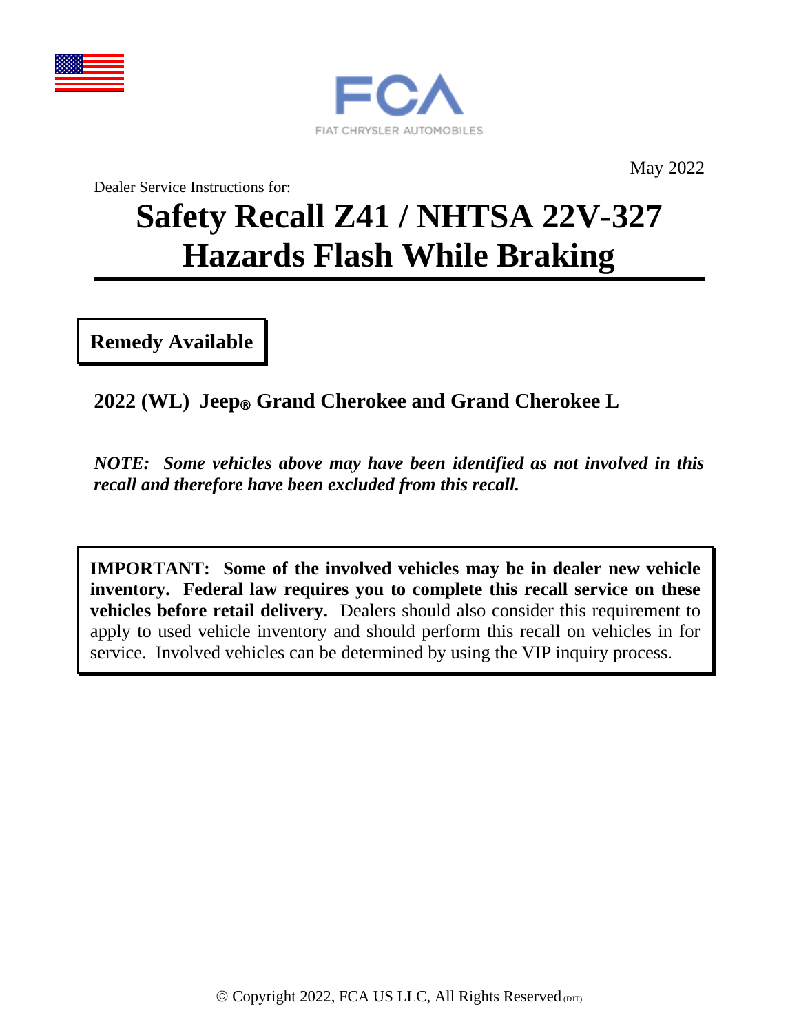FCA

FIAT CHRYSLER AUTOMOBILES

May 2022

Dealer Service Instructions for:

# Safety Recall Z41 / NHTSA 22V-327
# Hazards Flash While Braking

**Remedy Available**

**2022 (WL) Jeep® Grand Cherokee and Grand Cherokee L**

***NOTE: Some vehicles above may have been identified as not involved in this recall and therefore have been excluded from this recall.***

**IMPORTANT: Some of the involved vehicles may be in dealer new vehicle inventory. Federal law requires you to complete this recall service on these vehicles before retail delivery.** Dealers should also consider this requirement to apply to used vehicle inventory and should perform this recall on vehicles in for service. Involved vehicles can be determined by using the VIP inquiry process.

© Copyright 2022, FCA US LLC, All Rights Reserved (DJT)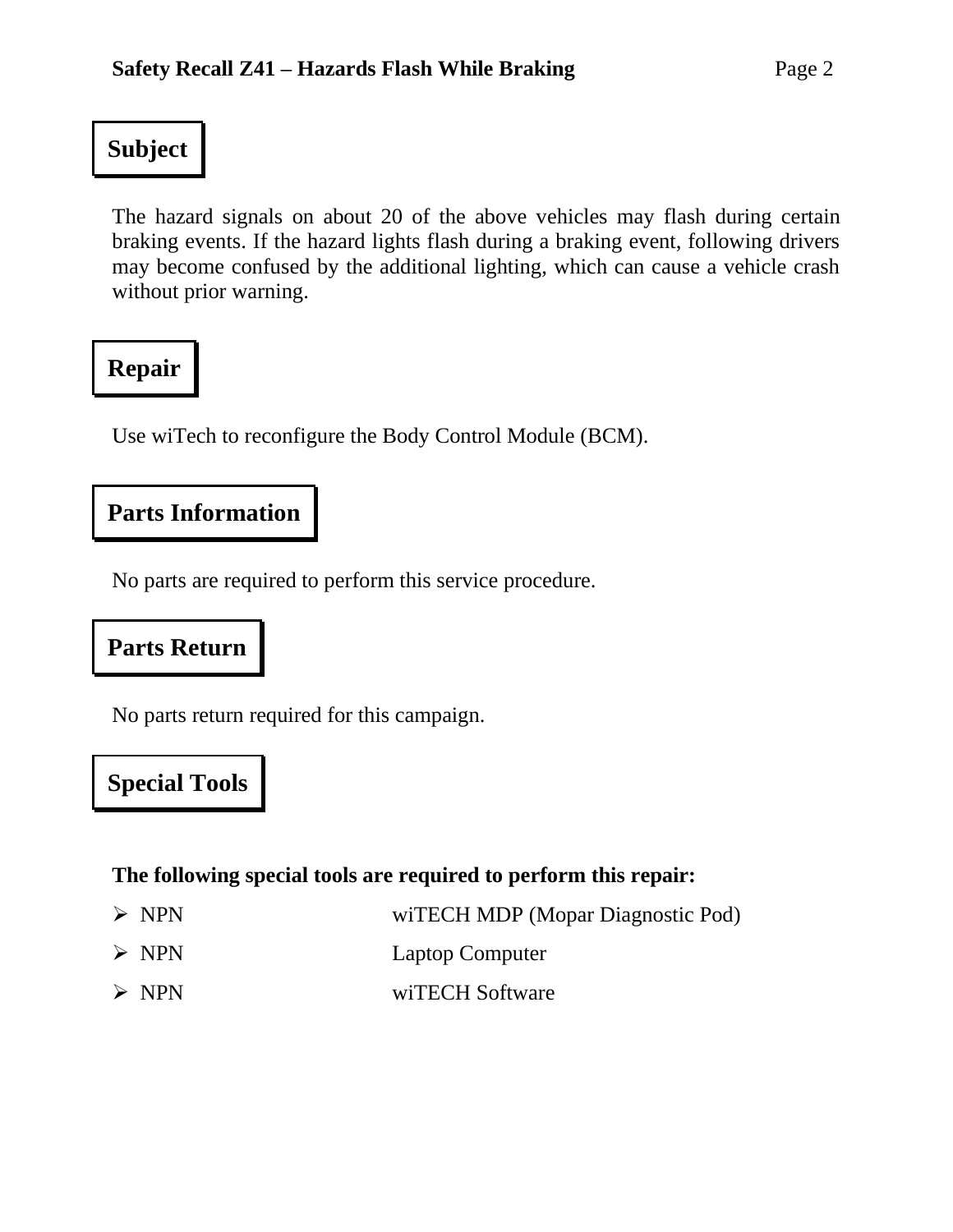## Subject

The hazard signals on about 20 of the above vehicles may flash during certain braking events. If the hazard lights flash during a braking event, following drivers may become confused by the additional lighting, which can cause a vehicle crash without prior warning.

## Repair

Use wiTech to reconfigure the Body Control Module (BCM).

## Parts Information

No parts are required to perform this service procedure.

## Parts Return

No parts return required for this campaign.

## Special Tools

**The following special tools are required to perform this repair:**

- NPN — wiTECH MDP (Mopar Diagnostic Pod)
- NPN — Laptop Computer
- NPN — wiTECH Software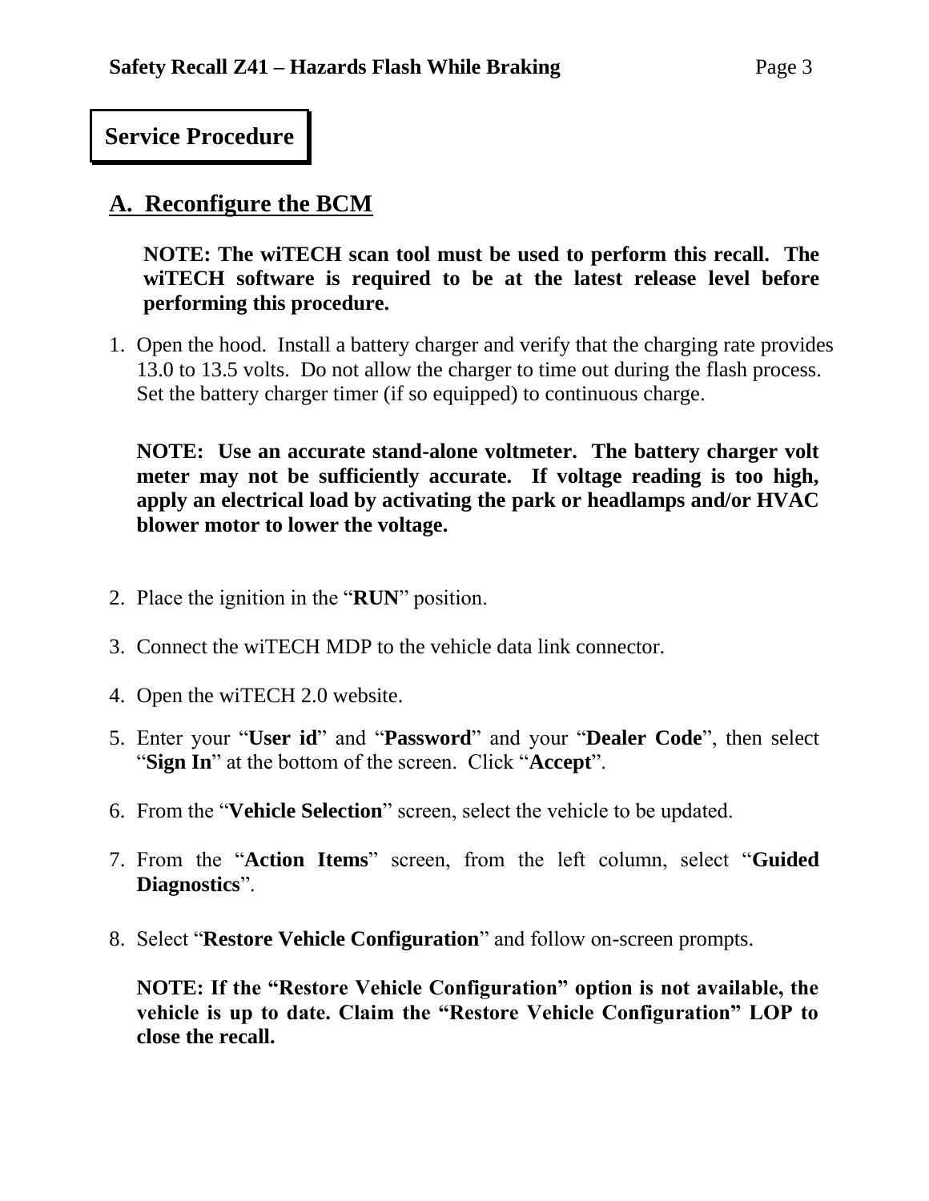## Service Procedure

### A. Reconfigure the BCM

**NOTE: The wiTECH scan tool must be used to perform this recall. The wiTECH software is required to be at the latest release level before performing this procedure.**

1. Open the hood. Install a battery charger and verify that the charging rate provides 13.0 to 13.5 volts. Do not allow the charger to time out during the flash process. Set the battery charger timer (if so equipped) to continuous charge.

   **NOTE: Use an accurate stand-alone voltmeter. The battery charger volt meter may not be sufficiently accurate. If voltage reading is too high, apply an electrical load by activating the park or headlamps and/or HVAC blower motor to lower the voltage.**

2. Place the ignition in the "**RUN**" position.

3. Connect the wiTECH MDP to the vehicle data link connector.

4. Open the wiTECH 2.0 website.

5. Enter your "**User id**" and "**Password**" and your "**Dealer Code**", then select "**Sign In**" at the bottom of the screen. Click "**Accept**".

6. From the "**Vehicle Selection**" screen, select the vehicle to be updated.

7. From the "**Action Items**" screen, from the left column, select "**Guided Diagnostics**".

8. Select "**Restore Vehicle Configuration**" and follow on-screen prompts.

   **NOTE: If the "Restore Vehicle Configuration" option is not available, the vehicle is up to date. Claim the "Restore Vehicle Configuration" LOP to close the recall.**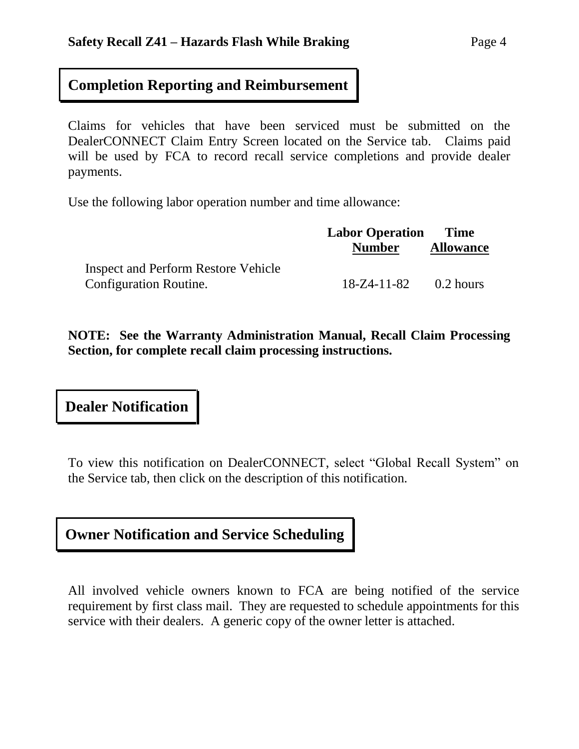## Completion Reporting and Reimbursement

Claims for vehicles that have been serviced must be submitted on the DealerCONNECT Claim Entry Screen located on the Service tab. Claims paid will be used by FCA to record recall service completions and provide dealer payments.

Use the following labor operation number and time allowance:

| | Labor Operation Number | Time Allowance |
|---|---|---|
| Inspect and Perform Restore Vehicle Configuration Routine. | 18-Z4-11-82 | 0.2 hours |

**NOTE: See the Warranty Administration Manual, Recall Claim Processing Section, for complete recall claim processing instructions.**

## Dealer Notification

To view this notification on DealerCONNECT, select "Global Recall System" on the Service tab, then click on the description of this notification.

## Owner Notification and Service Scheduling

All involved vehicle owners known to FCA are being notified of the service requirement by first class mail. They are requested to schedule appointments for this service with their dealers. A generic copy of the owner letter is attached.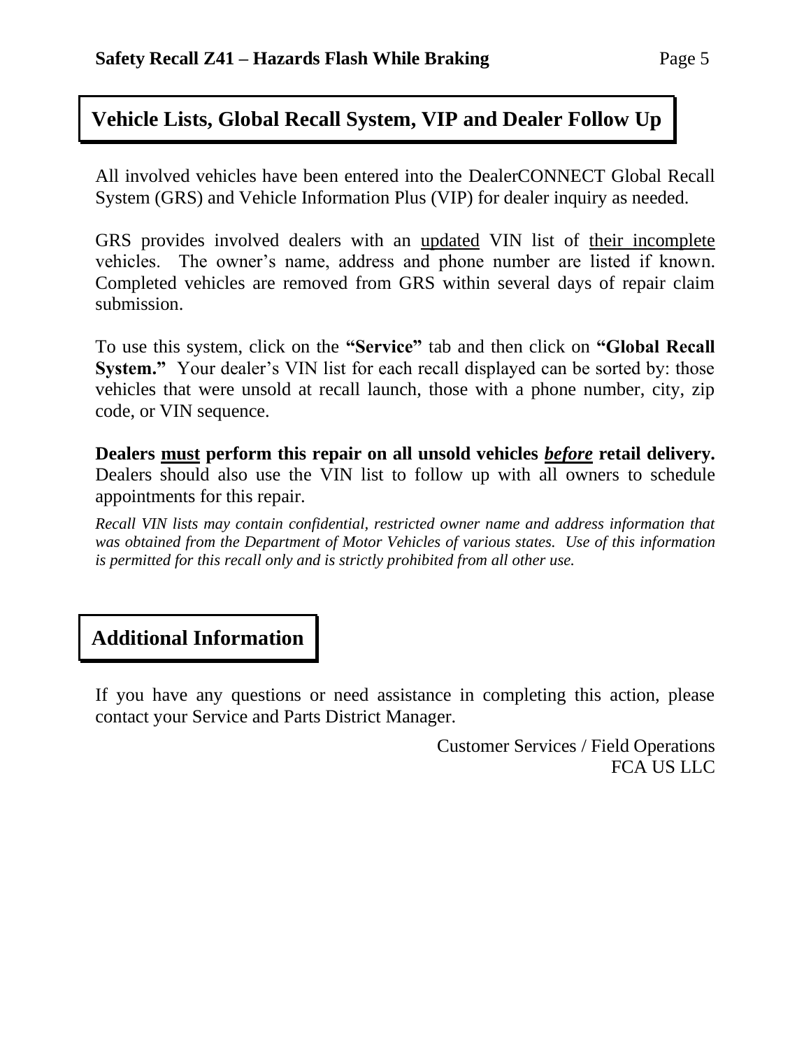## Vehicle Lists, Global Recall System, VIP and Dealer Follow Up

All involved vehicles have been entered into the DealerCONNECT Global Recall System (GRS) and Vehicle Information Plus (VIP) for dealer inquiry as needed.

GRS provides involved dealers with an <u>updated</u> VIN list of <u>their incomplete</u> vehicles. The owner's name, address and phone number are listed if known. Completed vehicles are removed from GRS within several days of repair claim submission.

To use this system, click on the **"Service"** tab and then click on **"Global Recall System."** Your dealer's VIN list for each recall displayed can be sorted by: those vehicles that were unsold at recall launch, those with a phone number, city, zip code, or VIN sequence.

**Dealers <u>must</u> perform this repair on all unsold vehicles <u>*before*</u> retail delivery.** Dealers should also use the VIN list to follow up with all owners to schedule appointments for this repair.

*Recall VIN lists may contain confidential, restricted owner name and address information that was obtained from the Department of Motor Vehicles of various states. Use of this information is permitted for this recall only and is strictly prohibited from all other use.*

## Additional Information

If you have any questions or need assistance in completing this action, please contact your Service and Parts District Manager.

Customer Services / Field Operations
FCA US LLC